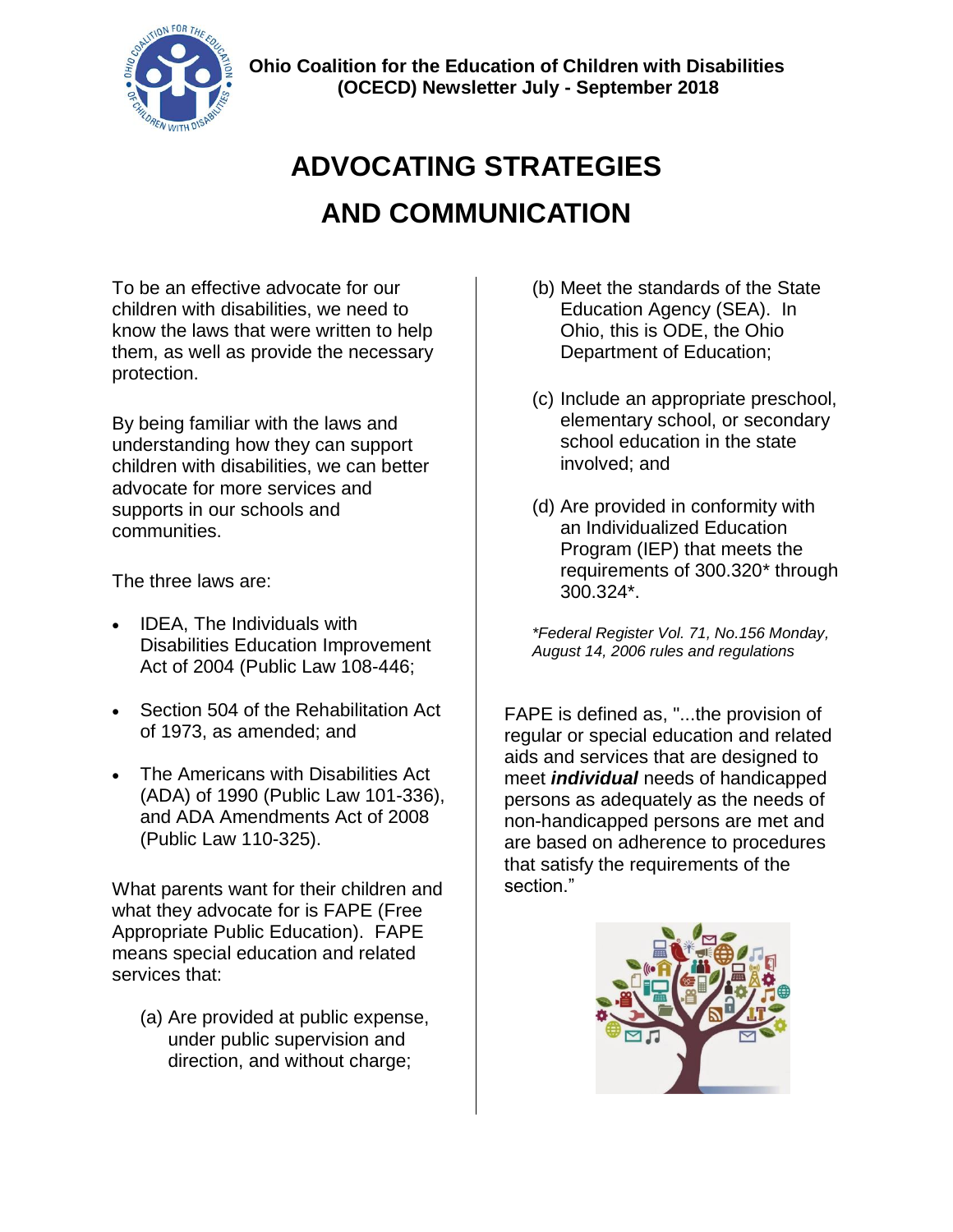Ohio Coalition for the Education of Children with Disabilities (OCECD) Newsletter July - September 2018

# ADVOCATING STRATEGIES AND COMMUNICATION

To be an effective advocate for our children with disabilities, we need to know the laws that were written to help them, as well as provide the necessary protection.

By being familiar with the laws and understanding how they can support children with disabilities, we can better advocate for more services and supports in our schools and communities.

The three laws are:

- IDEA, The Individuals with Disabilities Education Improvement Act of 2004 (Public Law 108-446;
- Section 504 of the Rehabilitation Act of 1973, as amended; and
- The Americans with Disabilities Act (ADA) of 1990 (Public Law 101-336), and ADA Amendments Act of 2008 (Public Law 110-325).

What parents want for their children and what they advocate for is FAPE (Free Appropriate Public Education). FAPE means special education and related services that:

(a) Are provided at public expense, under public supervision and direction, and without charge;

(b) Meet the standards of the State Education Agency (SEA). In Ohio, this is ODE, the Ohio Department of Education;

(c) Include an appropriate preschool, elementary school, or secondary school education in the state involved; and

(d) Are provided in conformity with an Individualized Education Program (IEP) that meets the requirements of 300.320* through 300.324*.

*\*Federal Register Vol. 71, No.156 Monday, August 14, 2006 rules and regulations*

FAPE is defined as, "...the provision of regular or special education and related aids and services that are designed to meet ***individual*** needs of handicapped persons as adequately as the needs of non-handicapped persons are met and are based on adherence to procedures that satisfy the requirements of the section."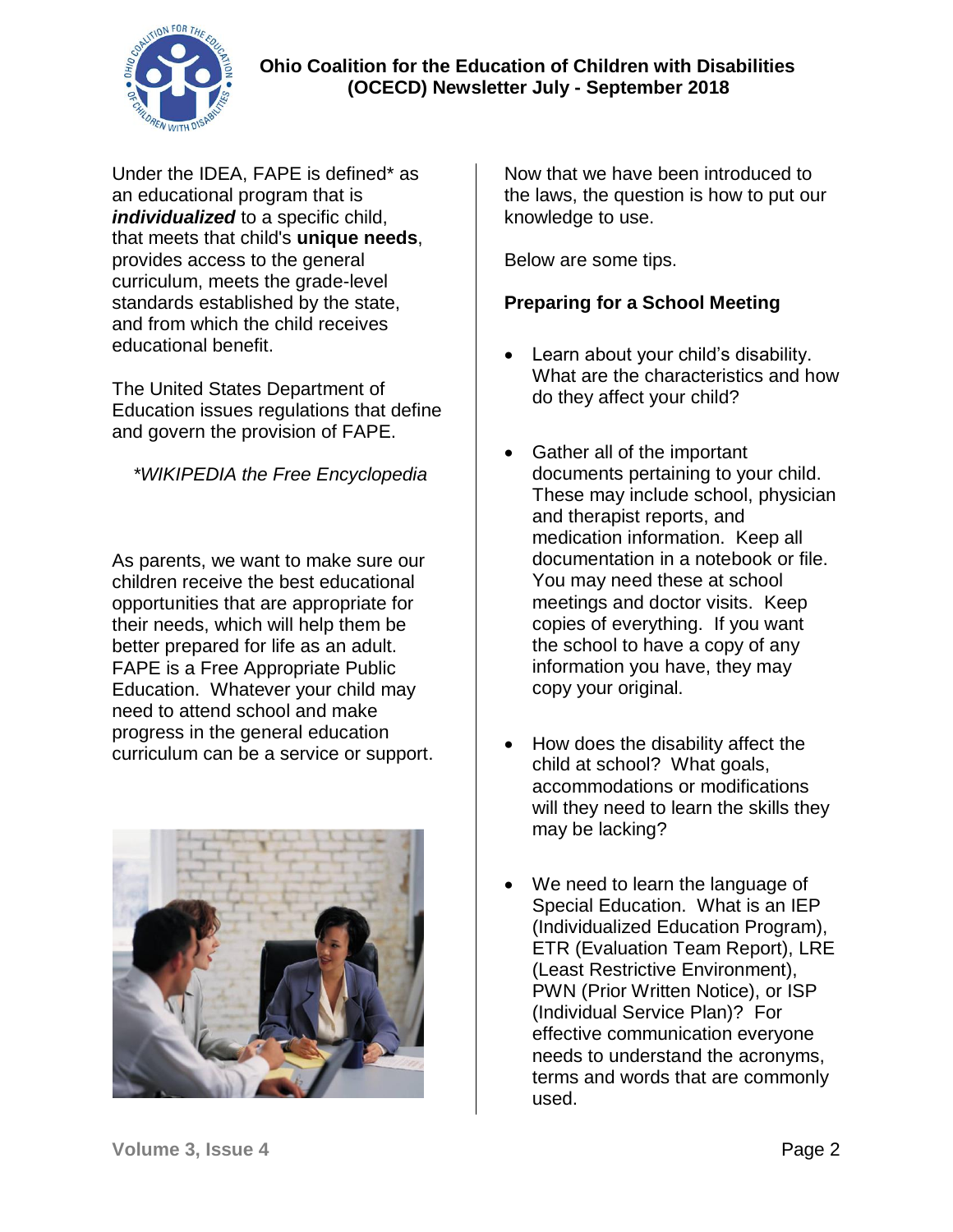Under the IDEA, FAPE is defined* as an educational program that is ***individualized*** to a specific child, that meets that child's **unique needs**, provides access to the general curriculum, meets the grade-level standards established by the state, and from which the child receives educational benefit.

The United States Department of Education issues regulations that define and govern the provision of FAPE.

**WIKIPEDIA the Free Encyclopedia*

As parents, we want to make sure our children receive the best educational opportunities that are appropriate for their needs, which will help them be better prepared for life as an adult. FAPE is a Free Appropriate Public Education. Whatever your child may need to attend school and make progress in the general education curriculum can be a service or support.

Now that we have been introduced to the laws, the question is how to put our knowledge to use.

Below are some tips.

**Preparing for a School Meeting**

- Learn about your child's disability. What are the characteristics and how do they affect your child?

- Gather all of the important documents pertaining to your child. These may include school, physician and therapist reports, and medication information. Keep all documentation in a notebook or file. You may need these at school meetings and doctor visits. Keep copies of everything. If you want the school to have a copy of any information you have, they may copy your original.

- How does the disability affect the child at school? What goals, accommodations or modifications will they need to learn the skills they may be lacking?

- We need to learn the language of Special Education. What is an IEP (Individualized Education Program), ETR (Evaluation Team Report), LRE (Least Restrictive Environment), PWN (Prior Written Notice), or ISP (Individual Service Plan)? For effective communication everyone needs to understand the acronyms, terms and words that are commonly used.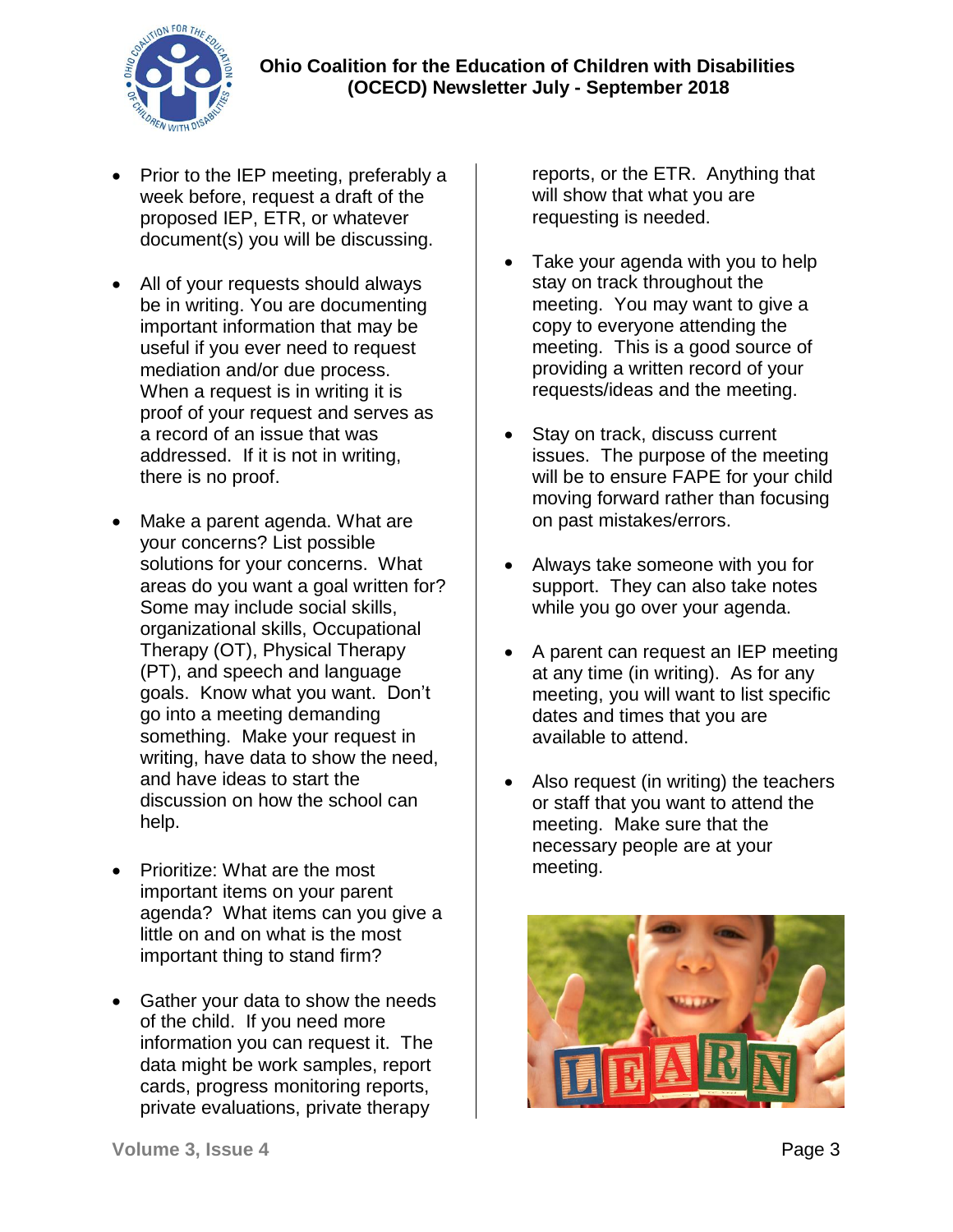- Prior to the IEP meeting, preferably a week before, request a draft of the proposed IEP, ETR, or whatever document(s) you will be discussing.

- All of your requests should always be in writing. You are documenting important information that may be useful if you ever need to request mediation and/or due process. When a request is in writing it is proof of your request and serves as a record of an issue that was addressed. If it is not in writing, there is no proof.

- Make a parent agenda. What are your concerns? List possible solutions for your concerns. What areas do you want a goal written for? Some may include social skills, organizational skills, Occupational Therapy (OT), Physical Therapy (PT), and speech and language goals. Know what you want. Don't go into a meeting demanding something. Make your request in writing, have data to show the need, and have ideas to start the discussion on how the school can help.

- Prioritize: What are the most important items on your parent agenda? What items can you give a little on and on what is the most important thing to stand firm?

- Gather your data to show the needs of the child. If you need more information you can request it. The data might be work samples, report cards, progress monitoring reports, private evaluations, private therapy reports, or the ETR. Anything that will show that what you are requesting is needed.

- Take your agenda with you to help stay on track throughout the meeting. You may want to give a copy to everyone attending the meeting. This is a good source of providing a written record of your requests/ideas and the meeting.

- Stay on track, discuss current issues. The purpose of the meeting will be to ensure FAPE for your child moving forward rather than focusing on past mistakes/errors.

- Always take someone with you for support. They can also take notes while you go over your agenda.

- A parent can request an IEP meeting at any time (in writing). As for any meeting, you will want to list specific dates and times that you are available to attend.

- Also request (in writing) the teachers or staff that you want to attend the meeting. Make sure that the necessary people are at your meeting.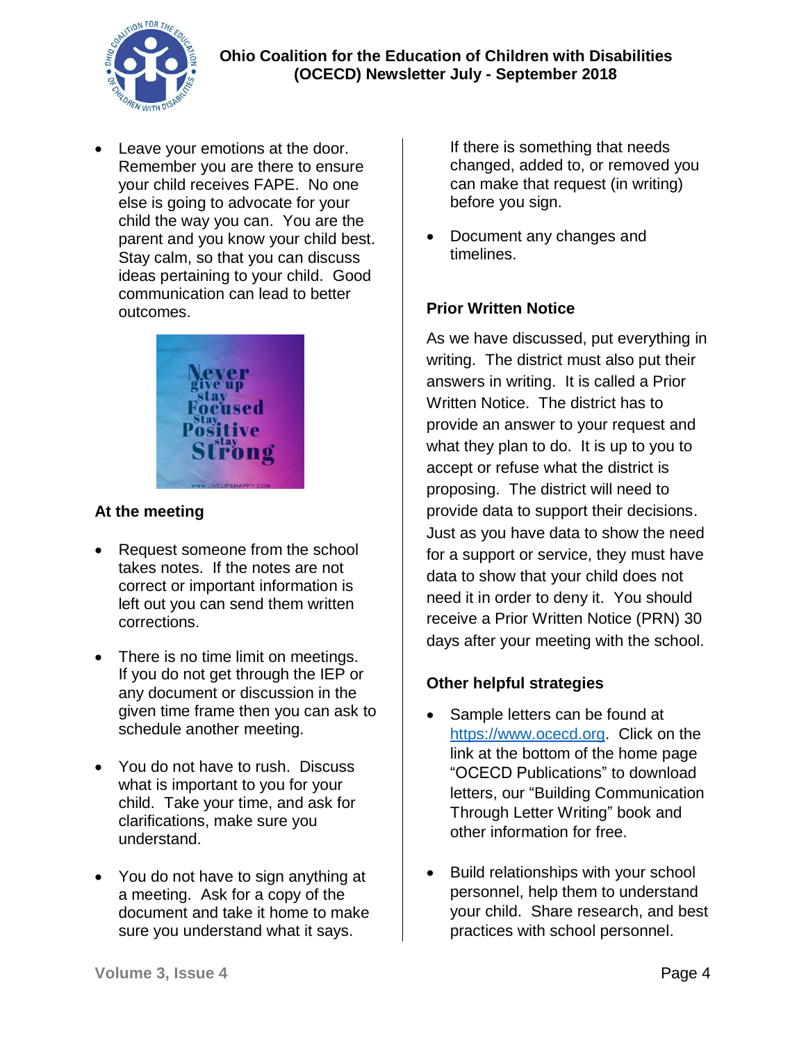- Leave your emotions at the door. Remember you are there to ensure your child receives FAPE. No one else is going to advocate for your child the way you can. You are the parent and you know your child best. Stay calm, so that you can discuss ideas pertaining to your child. Good communication can lead to better outcomes.

Never give up stay Focused Stay Positive stay Strong

WWW.LIVELIFEHAPPY.COM

### At the meeting

- Request someone from the school takes notes. If the notes are not correct or important information is left out you can send them written corrections.

- There is no time limit on meetings. If you do not get through the IEP or any document or discussion in the given time frame then you can ask to schedule another meeting.

- You do not have to rush. Discuss what is important to you for your child. Take your time, and ask for clarifications, make sure you understand.

- You do not have to sign anything at a meeting. Ask for a copy of the document and take it home to make sure you understand what it says. If there is something that needs changed, added to, or removed you can make that request (in writing) before you sign.

- Document any changes and timelines.

### Prior Written Notice

As we have discussed, put everything in writing. The district must also put their answers in writing. It is called a Prior Written Notice. The district has to provide an answer to your request and what they plan to do. It is up to you to accept or refuse what the district is proposing. The district will need to provide data to support their decisions. Just as you have data to show the need for a support or service, they must have data to show that your child does not need it in order to deny it. You should receive a Prior Written Notice (PRN) 30 days after your meeting with the school.

### Other helpful strategies

- Sample letters can be found at https://www.ocecd.org. Click on the link at the bottom of the home page "OCECD Publications" to download letters, our "Building Communication Through Letter Writing" book and other information for free.

- Build relationships with your school personnel, help them to understand your child. Share research, and best practices with school personnel.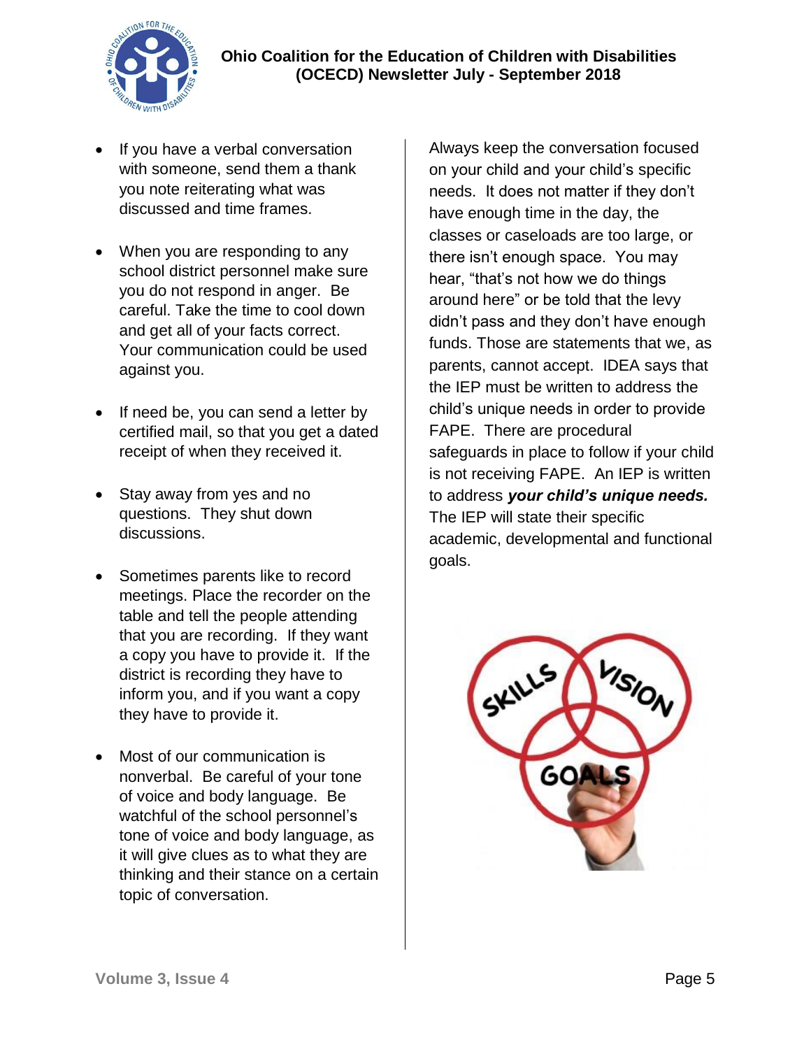- If you have a verbal conversation with someone, send them a thank you note reiterating what was discussed and time frames.

- When you are responding to any school district personnel make sure you do not respond in anger. Be careful. Take the time to cool down and get all of your facts correct. Your communication could be used against you.

- If need be, you can send a letter by certified mail, so that you get a dated receipt of when they received it.

- Stay away from yes and no questions. They shut down discussions.

- Sometimes parents like to record meetings. Place the recorder on the table and tell the people attending that you are recording. If they want a copy you have to provide it. If the district is recording they have to inform you, and if you want a copy they have to provide it.

- Most of our communication is nonverbal. Be careful of your tone of voice and body language. Be watchful of the school personnel's tone of voice and body language, as it will give clues as to what they are thinking and their stance on a certain topic of conversation.

Always keep the conversation focused on your child and your child's specific needs. It does not matter if they don't have enough time in the day, the classes or caseloads are too large, or there isn't enough space. You may hear, "that's not how we do things around here" or be told that the levy didn't pass and they don't have enough funds. Those are statements that we, as parents, cannot accept. IDEA says that the IEP must be written to address the child's unique needs in order to provide FAPE. There are procedural safeguards in place to follow if your child is not receiving FAPE. An IEP is written to address ***your child's unique needs.*** The IEP will state their specific academic, developmental and functional goals.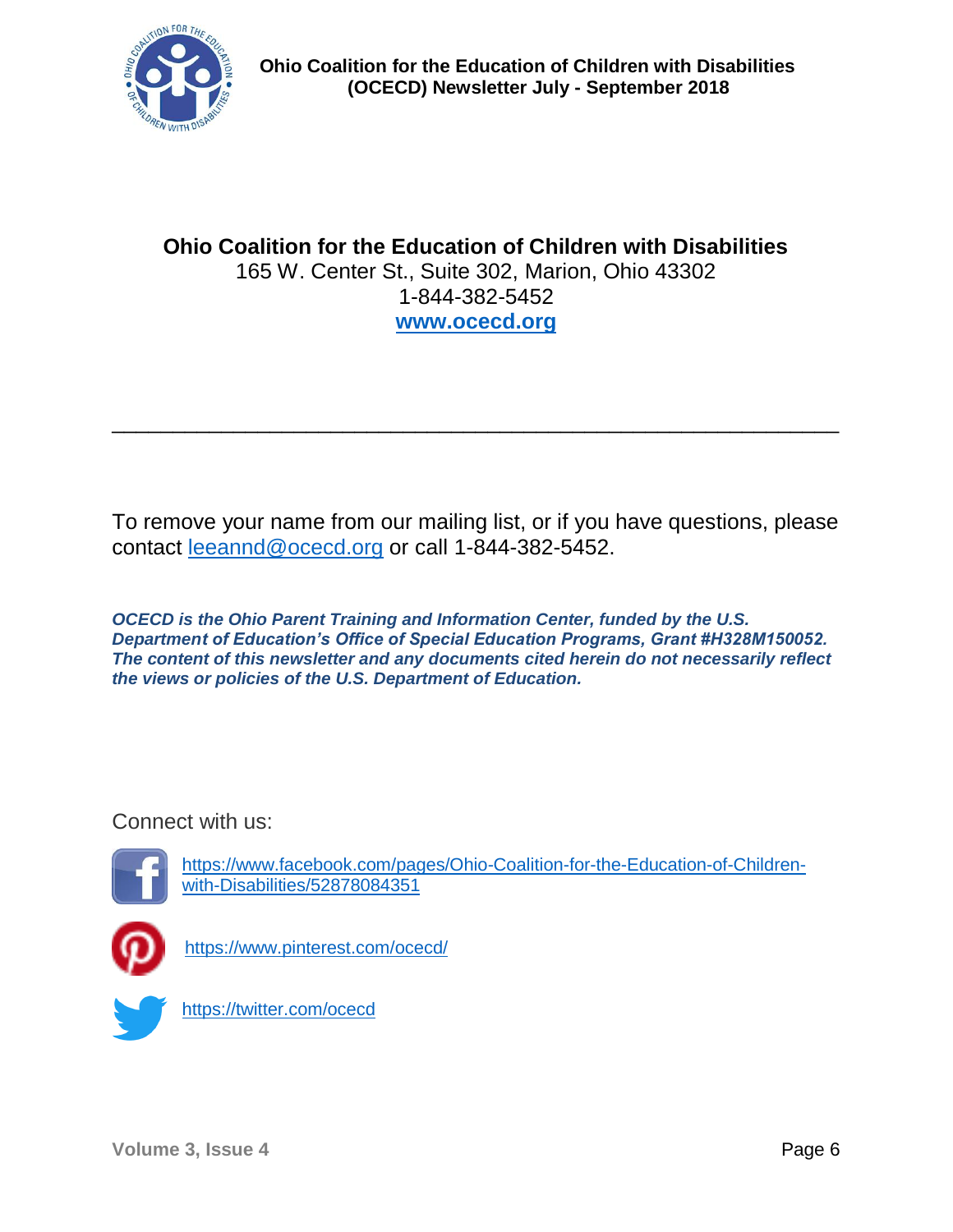**Ohio Coalition for the Education of Children with Disabilities**
165 W. Center St., Suite 302, Marion, Ohio 43302
1-844-382-5452
**www.ocecd.org**

---

To remove your name from our mailing list, or if you have questions, please contact leeannd@ocecd.org or call 1-844-382-5452.

***OCECD is the Ohio Parent Training and Information Center, funded by the U.S. Department of Education's Office of Special Education Programs, Grant #H328M150052. The content of this newsletter and any documents cited herein do not necessarily reflect the views or policies of the U.S. Department of Education.***

Connect with us:

https://www.facebook.com/pages/Ohio-Coalition-for-the-Education-of-Children-with-Disabilities/52878084351

https://www.pinterest.com/ocecd/

https://twitter.com/ocecd